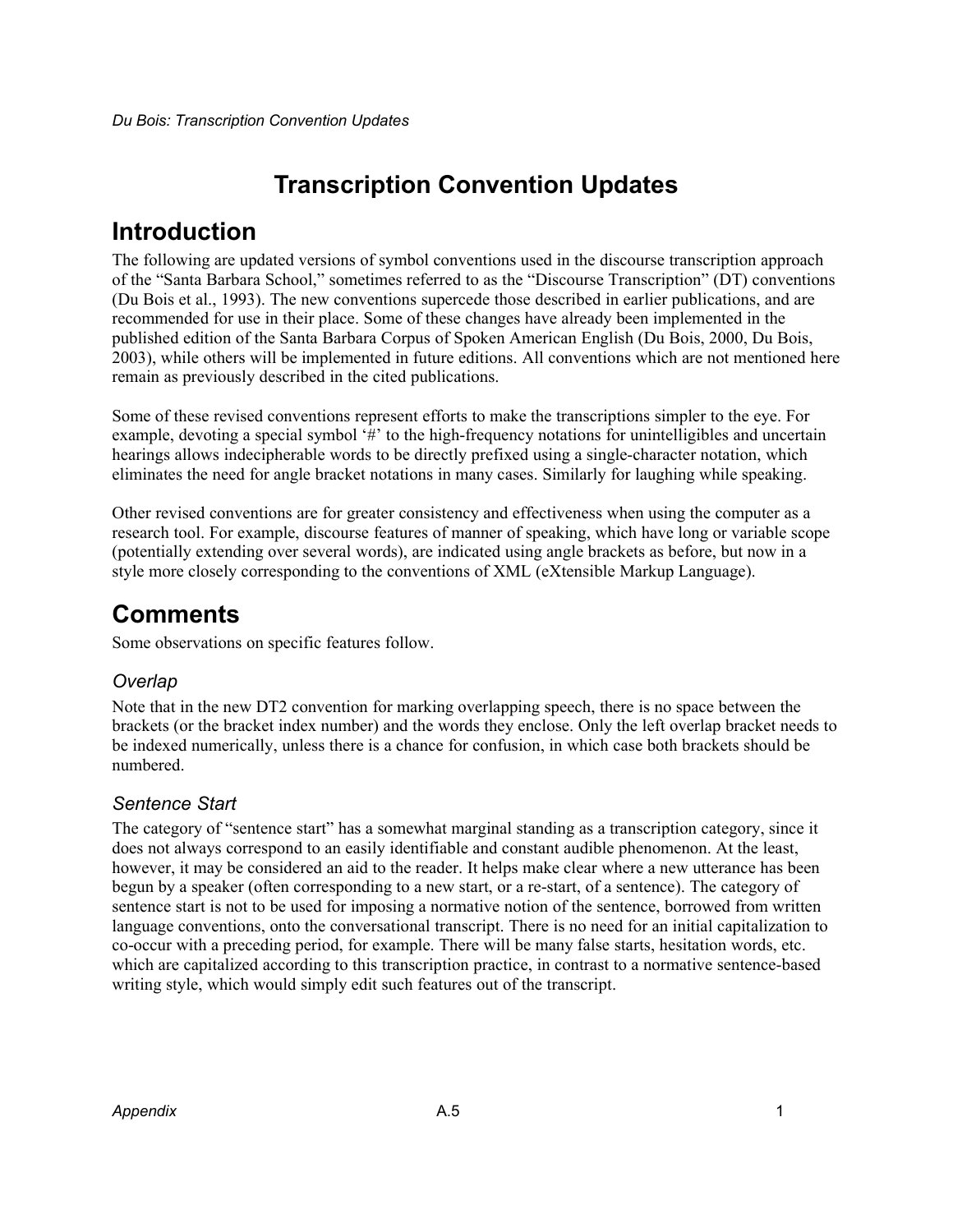# Transcription Convention Updates

## Introduction

The following are updated versions of symbol conventions used in the discourse transcription approach of the "Santa Barbara School," sometimes referred to as the "Discourse Transcription" (DT) conventions (Du Bois et al., 1993). The new conventions supercede those described in earlier publications, and are recommended for use in their place. Some of these changes have already been implemented in the published edition of the Santa Barbara Corpus of Spoken American English (Du Bois, 2000, Du Bois, 2003), while others will be implemented in future editions. All conventions which are not mentioned here remain as previously described in the cited publications.

Some of these revised conventions represent efforts to make the transcriptions simpler to the eye. For example, devoting a special symbol '#' to the high-frequency notations for unintelligibles and uncertain hearings allows indecipherable words to be directly prefixed using a single-character notation, which eliminates the need for angle bracket notations in many cases. Similarly for laughing while speaking.

Other revised conventions are for greater consistency and effectiveness when using the computer as a research tool. For example, discourse features of manner of speaking, which have long or variable scope (potentially extending over several words), are indicated using angle brackets as before, but now in a style more closely corresponding to the conventions of XML (eXtensible Markup Language).

## Comments

Some observations on specific features follow.

### *Overlap*

Note that in the new DT2 convention for marking overlapping speech, there is no space between the brackets (or the bracket index number) and the words they enclose. Only the left overlap bracket needs to be indexed numerically, unless there is a chance for confusion, in which case both brackets should be numbered.

### *Sentence Start*

The category of "sentence start" has a somewhat marginal standing as a transcription category, since it does not always correspond to an easily identifiable and constant audible phenomenon. At the least, however, it may be considered an aid to the reader. It helps make clear where a new utterance has been begun by a speaker (often corresponding to a new start, or a re-start, of a sentence). The category of sentence start is not to be used for imposing a normative notion of the sentence, borrowed from written language conventions, onto the conversational transcript. There is no need for an initial capitalization to co-occur with a preceding period, for example. There will be many false starts, hesitation words, etc. which are capitalized according to this transcription practice, in contrast to a normative sentence-based writing style, which would simply edit such features out of the transcript.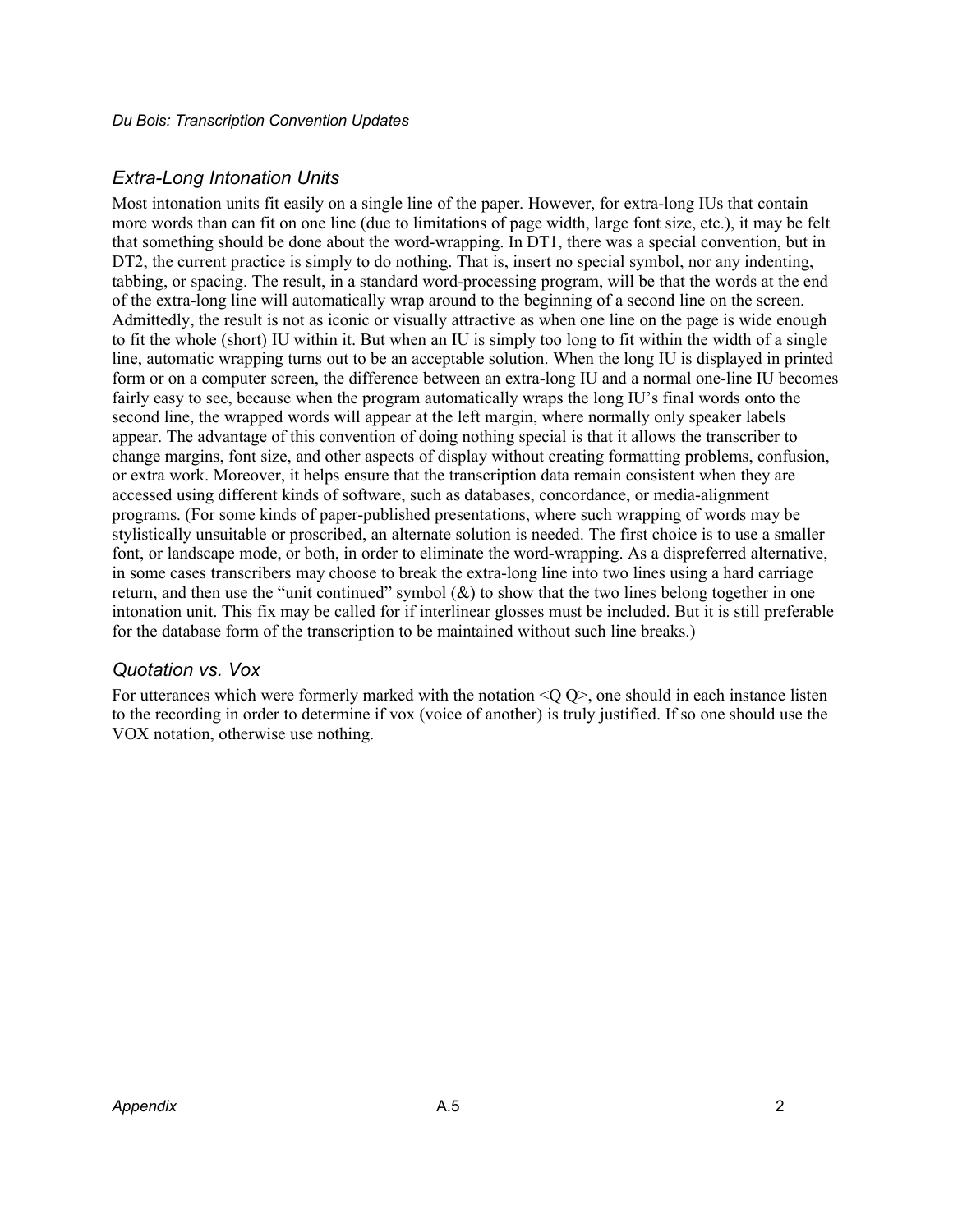## *Extra-Long Intonation Units*

Most intonation units fit easily on a single line of the paper. However, for extra-long IUs that contain more words than can fit on one line (due to limitations of page width, large font size, etc.), it may be felt that something should be done about the word-wrapping. In DT1, there was a special convention, but in DT2, the current practice is simply to do nothing. That is, insert no special symbol, nor any indenting, tabbing, or spacing. The result, in a standard word-processing program, will be that the words at the end of the extra-long line will automatically wrap around to the beginning of a second line on the screen. Admittedly, the result is not as iconic or visually attractive as when one line on the page is wide enough to fit the whole (short) IU within it. But when an IU is simply too long to fit within the width of a single line, automatic wrapping turns out to be an acceptable solution. When the long IU is displayed in printed form or on a computer screen, the difference between an extra-long IU and a normal one-line IU becomes fairly easy to see, because when the program automatically wraps the long IU's final words onto the second line, the wrapped words will appear at the left margin, where normally only speaker labels appear. The advantage of this convention of doing nothing special is that it allows the transcriber to change margins, font size, and other aspects of display without creating formatting problems, confusion, or extra work. Moreover, it helps ensure that the transcription data remain consistent when they are accessed using different kinds of software, such as databases, concordance, or media-alignment programs. (For some kinds of paper-published presentations, where such wrapping of words may be stylistically unsuitable or proscribed, an alternate solution is needed. The first choice is to use a smaller font, or landscape mode, or both, in order to eliminate the word-wrapping. As a dispreferred alternative, in some cases transcribers may choose to break the extra-long line into two lines using a hard carriage return, and then use the "unit continued" symbol (&) to show that the two lines belong together in one intonation unit. This fix may be called for if interlinear glosses must be included. But it is still preferable for the database form of the transcription to be maintained without such line breaks.)

## *Quotation vs. Vox*

For utterances which were formerly marked with the notation <Q Q>, one should in each instance listen to the recording in order to determine if vox (voice of another) is truly justified. If so one should use the VOX notation, otherwise use nothing.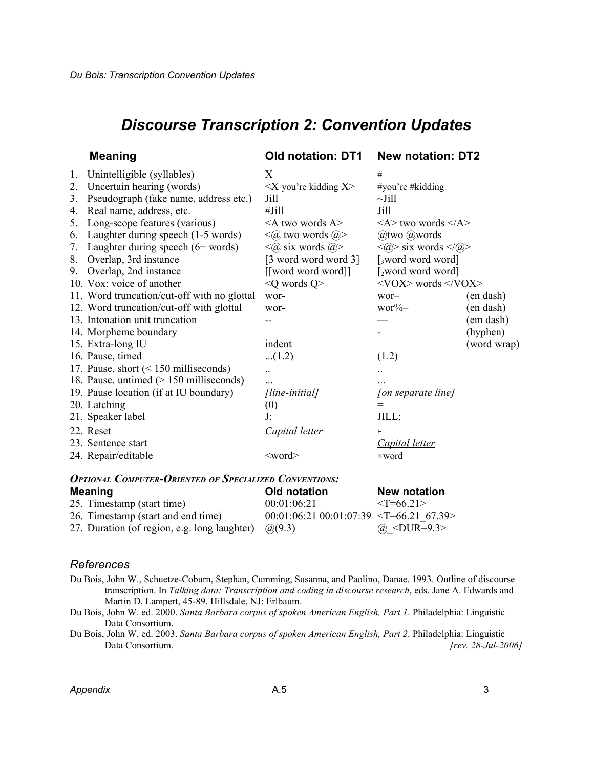# Discourse Transcription 2: Convention Updates

| Meaning | Old notation: DT1 | New notation: DT2 | |
|---|---|---|---|
| 1. Unintelligible (syllables) | X | # | |
| 2. Uncertain hearing (words) | <X you're kidding X> | #you're #kidding | |
| 3. Pseudograph (fake name, address etc.) | Jill | ~Jill | |
| 4. Real name, address, etc. | #Jill | Jill | |
| 5. Long-scope features (various) | <A two words A> | <A> two words </A> | |
| 6. Laughter during speech (1-5 words) | <@ two words @> | @two @words | |
| 7. Laughter during speech (6+ words) | <@ six words @> | <@> six words </@> | |
| 8. Overlap, 3rd instance | [3 word word word 3] | [$_3$word word word] | |
| 9. Overlap, 2nd instance | [[word word word]] | [$_2$word word word] | |
| 10. Vox: voice of another | <Q words Q> | <VOX> words </VOX> | |
| 11. Word truncation/cut-off with no glottal | wor- | wor– | (en dash) |
| 12. Word truncation/cut-off with glottal | wor- | wor%– | (en dash) |
| 13. Intonation unit truncation | -- | — | (em dash) |
| 14. Morpheme boundary | | - | (hyphen) |
| 15. Extra-long IU | indent | | (word wrap) |
| 16. Pause, timed | ...(1.2) | (1.2) | |
| 17. Pause, short (< 150 milliseconds) | .. | .. | |
| 18. Pause, untimed (> 150 milliseconds) | ... | ... | |
| 19. Pause location (if at IU boundary) | *[line-initial]* | *[on separate line]* | |
| 20. Latching | (0) | = | |
| 21. Speaker label | J: | JILL; | |
| 22. Reset | <u>*Capital letter*</u> | ⊦ | |
| 23. Sentence start | | <u>*Capital letter*</u> | |
| 24. Repair/editable | <word> | ×word | |

***Optional Computer-Oriented of Specialized Conventions:***

| Meaning | Old notation | New notation |
|---|---|---|
| 25. Timestamp (start time) | 00:01:06:21 | <T=66.21> |
| 26. Timestamp (start and end time) | 00:01:06:21 00:01:07:39 | <T=66.21_67.39> |
| 27. Duration (of region, e.g. long laughter) | @(9.3) | @_<DUR=9.3> |

## *References*

Du Bois, John W., Schuetze-Coburn, Stephan, Cumming, Susanna, and Paolino, Danae. 1993. Outline of discourse transcription. In *Talking data: Transcription and coding in discourse research*, eds. Jane A. Edwards and Martin D. Lampert, 45-89. Hillsdale, NJ: Erlbaum.

Du Bois, John W. ed. 2000. *Santa Barbara corpus of spoken American English, Part 1*. Philadelphia: Linguistic Data Consortium.

Du Bois, John W. ed. 2003. *Santa Barbara corpus of spoken American English, Part 2*. Philadelphia: Linguistic Data Consortium.

*[rev. 28-Jul-2006]*